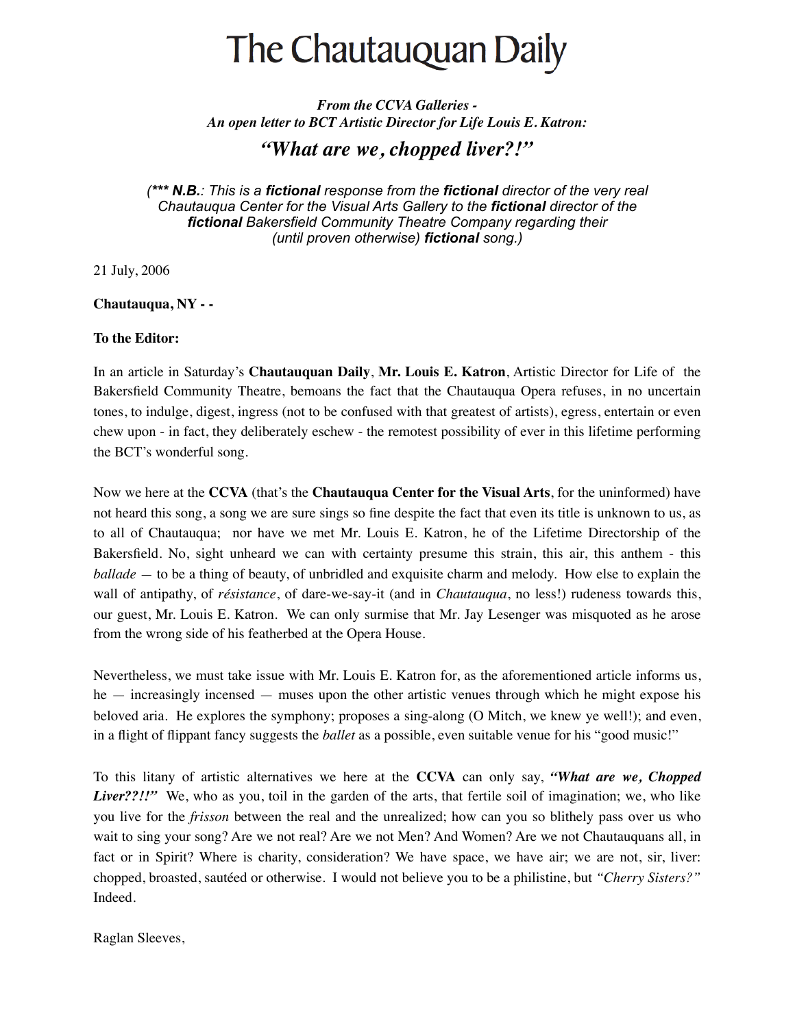# The Chautauquan Daily

***From the CCVA Galleries -***
***An open letter to BCT Artistic Director for Life Louis E. Katron:***

## *"What are we, chopped liver?!"*

*(\*\*\* **N.B.**: This is a **fictional** response from the **fictional** director of the very real Chautauqua Center for the Visual Arts Gallery to the **fictional** director of the **fictional** Bakersfield Community Theatre Company regarding their (until proven otherwise) **fictional** song.)*

21 July, 2006

**Chautauqua, NY - -**

**To the Editor:**

In an article in Saturday's **Chautauquan Daily**, **Mr. Louis E. Katron**, Artistic Director for Life of the Bakersfield Community Theatre, bemoans the fact that the Chautauqua Opera refuses, in no uncertain tones, to indulge, digest, ingress (not to be confused with that greatest of artists), egress, entertain or even chew upon - in fact, they deliberately eschew - the remotest possibility of ever in this lifetime performing the BCT's wonderful song.

Now we here at the **CCVA** (that's the **Chautauqua Center for the Visual Arts**, for the uninformed) have not heard this song, a song we are sure sings so fine despite the fact that even its title is unknown to us, as to all of Chautauqua; nor have we met Mr. Louis E. Katron, he of the Lifetime Directorship of the Bakersfield. No, sight unheard we can with certainty presume this strain, this air, this anthem - this *ballade* — to be a thing of beauty, of unbridled and exquisite charm and melody. How else to explain the wall of antipathy, of *résistance*, of dare-we-say-it (and in *Chautauqua*, no less!) rudeness towards this, our guest, Mr. Louis E. Katron. We can only surmise that Mr. Jay Lesenger was misquoted as he arose from the wrong side of his featherbed at the Opera House.

Nevertheless, we must take issue with Mr. Louis E. Katron for, as the aforementioned article informs us, he — increasingly incensed — muses upon the other artistic venues through which he might expose his beloved aria. He explores the symphony; proposes a sing-along (O Mitch, we knew ye well!); and even, in a flight of flippant fancy suggests the *ballet* as a possible, even suitable venue for his "good music!"

To this litany of artistic alternatives we here at the **CCVA** can only say, ***"What are we, Chopped Liver??!!"*** We, who as you, toil in the garden of the arts, that fertile soil of imagination; we, who like you live for the *frisson* between the real and the unrealized; how can you so blithely pass over us who wait to sing your song? Are we not real? Are we not Men? And Women? Are we not Chautauquans all, in fact or in Spirit? Where is charity, consideration? We have space, we have air; we are not, sir, liver: chopped, broasted, sautéed or otherwise. I would not believe you to be a philistine, but *"Cherry Sisters?"* Indeed.

Raglan Sleeves,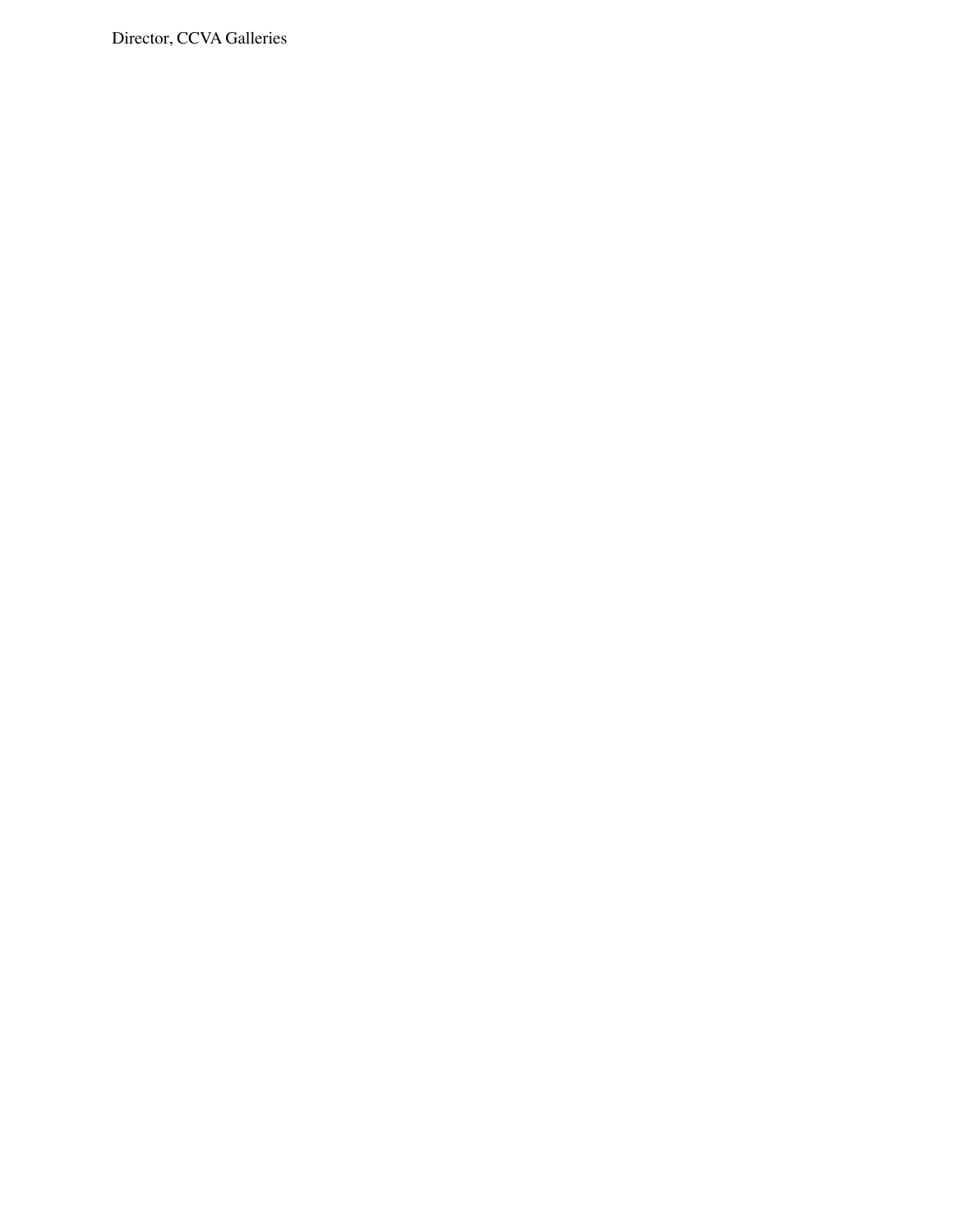Director, CCVA Galleries